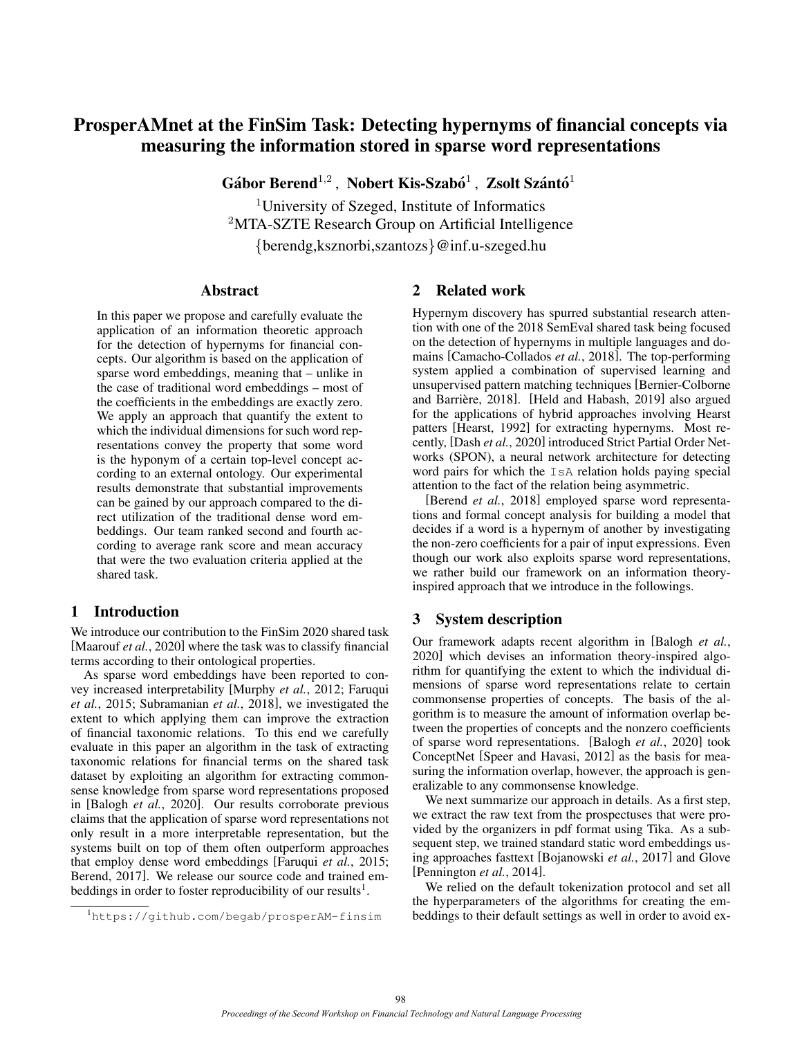# ProsperAMnet at the FinSim Task: Detecting hypernyms of financial concepts via measuring the information stored in sparse word representations

**Gábor Berend**[1,2], **Nobert Kis-Szabó**[1], **Zsolt Szántó**[1]

[1]University of Szeged, Institute of Informatics
[2]MTA-SZTE Research Group on Artificial Intelligence
{berendg,ksznorbi,szantozs}@inf.u-szeged.hu

## Abstract

In this paper we propose and carefully evaluate the application of an information theoretic approach for the detection of hypernyms for financial concepts. Our algorithm is based on the application of sparse word embeddings, meaning that – unlike in the case of traditional word embeddings – most of the coefficients in the embeddings are exactly zero. We apply an approach that quantify the extent to which the individual dimensions for such word representations convey the property that some word is the hyponym of a certain top-level concept according to an external ontology. Our experimental results demonstrate that substantial improvements can be gained by our approach compared to the direct utilization of the traditional dense word embeddings. Our team ranked second and fourth according to average rank score and mean accuracy that were the two evaluation criteria applied at the shared task.

## 1 Introduction

We introduce our contribution to the FinSim 2020 shared task [Maarouf *et al.*, 2020] where the task was to classify financial terms according to their ontological properties.

As sparse word embeddings have been reported to convey increased interpretability [Murphy *et al.*, 2012; Faruqui *et al.*, 2015; Subramanian *et al.*, 2018], we investigated the extent to which applying them can improve the extraction of financial taxonomic relations. To this end we carefully evaluate in this paper an algorithm in the task of extracting taxonomic relations for financial terms on the shared task dataset by exploiting an algorithm for extracting commonsense knowledge from sparse word representations proposed in [Balogh *et al.*, 2020]. Our results corroborate previous claims that the application of sparse word representations not only result in a more interpretable representation, but the systems built on top of them often outperform approaches that employ dense word embeddings [Faruqui *et al.*, 2015; Berend, 2017]. We release our source code and trained embeddings in order to foster reproducibility of our results[1].

[1]https://github.com/begab/prosperAM-finsim

## 2 Related work

Hypernym discovery has spurred substantial research attention with one of the 2018 SemEval shared task being focused on the detection of hypernyms in multiple languages and domains [Camacho-Collados *et al.*, 2018]. The top-performing system applied a combination of supervised learning and unsupervised pattern matching techniques [Bernier-Colborne and Barrière, 2018]. [Held and Habash, 2019] also argued for the applications of hybrid approaches involving Hearst patters [Hearst, 1992] for extracting hypernyms. Most recently, [Dash *et al.*, 2020] introduced Strict Partial Order Networks (SPON), a neural network architecture for detecting word pairs for which the `IsA` relation holds paying special attention to the fact of the relation being asymmetric.

[Berend *et al.*, 2018] employed sparse word representations and formal concept analysis for building a model that decides if a word is a hypernym of another by investigating the non-zero coefficients for a pair of input expressions. Even though our work also exploits sparse word representations, we rather build our framework on an information theory-inspired approach that we introduce in the followings.

## 3 System description

Our framework adapts recent algorithm in [Balogh *et al.*, 2020] which devises an information theory-inspired algorithm for quantifying the extent to which the individual dimensions of sparse word representations relate to certain commonsense properties of concepts. The basis of the algorithm is to measure the amount of information overlap between the properties of concepts and the nonzero coefficients of sparse word representations. [Balogh *et al.*, 2020] took ConceptNet [Speer and Havasi, 2012] as the basis for measuring the information overlap, however, the approach is generalizable to any commonsense knowledge.

We next summarize our approach in details. As a first step, we extract the raw text from the prospectuses that were provided by the organizers in pdf format using Tika. As a subsequent step, we trained standard static word embeddings using approaches fasttext [Bojanowski *et al.*, 2017] and Glove [Pennington *et al.*, 2014].

We relied on the default tokenization protocol and set all the hyperparameters of the algorithms for creating the embeddings to their default settings as well in order to avoid ex-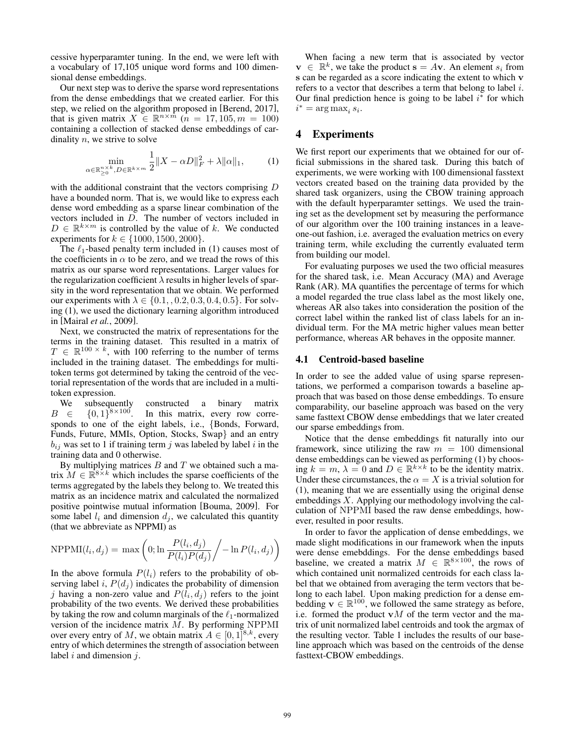cessive hyperparamter tuning. In the end, we were left with a vocabulary of 17,105 unique word forms and 100 dimensional dense embeddings.

Our next step was to derive the sparse word representations from the dense embeddings that we created earlier. For this step, we relied on the algorithm proposed in [Berend, 2017], that is given matrix $X \in \mathbb{R}^{n \times m}$ ($n = 17,105, m = 100$) containing a collection of stacked dense embeddings of cardinality $n$, we strive to solve

$$\min_{\alpha \in \mathbb{R}_{\geq 0}^{n \times k}, D \in \mathbb{R}^{k \times m}} \frac{1}{2}\|X - \alpha D\|_F^2 + \lambda\|\alpha\|_1, \quad (1)$$

with the additional constraint that the vectors comprising $D$ have a bounded norm. That is, we would like to express each dense word embedding as a sparse linear combination of the vectors included in $D$. The number of vectors included in $D \in \mathbb{R}^{k \times m}$ is controlled by the value of $k$. We conducted experiments for $k \in \{1000, 1500, 2000\}$.

The $\ell_1$-based penalty term included in (1) causes most of the coefficients in $\alpha$ to be zero, and we tread the rows of this matrix as our sparse word representations. Larger values for the regularization coefficient $\lambda$ results in higher levels of sparsity in the word representation that we obtain. We performed our experiments with $\lambda \in \{0.1, , 0.2, 0.3, 0.4, 0.5\}$. For solving (1), we used the dictionary learning algorithm introduced in [Mairal *et al.*, 2009].

Next, we constructed the matrix of representations for the terms in the training dataset. This resulted in a matrix of $T \in \mathbb{R}^{100 \times k}$, with 100 referring to the number of terms included in the training dataset. The embeddings for multi-token terms got determined by taking the centroid of the vectorial representation of the words that are included in a multi-token expression.

We subsequently constructed a binary matrix $B \in \{0,1\}^{8 \times 100}$. In this matrix, every row corresponds to one of the eight labels, i.e., {Bonds, Forward, Funds, Future, MMIs, Option, Stocks, Swap} and an entry $b_{ij}$ was set to 1 if training term $j$ was labeled by label $i$ in the training data and 0 otherwise.

By multiplying matrices $B$ and $T$ we obtained such a matrix $M \in \mathbb{R}^{8 \times k}$ which includes the sparse coefficients of the terms aggregated by the labels they belong to. We treated this matrix as an incidence matrix and calculated the normalized positive pointwise mutual information [Bouma, 2009]. For some label $l_i$ and dimension $d_j$, we calculated this quantity (that we abbreviate as NPPMI) as

$$\text{NPPMI}(l_i, d_j) = \max\left(0; \ln\frac{P(l_i, d_j)}{P(l_i)P(d_j)} \middle/ -\ln P(l_i, d_j)\right)$$

In the above formula $P(l_i)$ refers to the probability of observing label $i$, $P(d_j)$ indicates the probability of dimension $j$ having a non-zero value and $P(l_i, d_j)$ refers to the joint probability of the two events. We derived these probabilities by taking the row and column marginals of the $\ell_1$-normalized version of the incidence matrix $M$. By performing NPPMI over every entry of $M$, we obtain matrix $A \in [0,1]^{8,k}$, every entry of which determines the strength of association between label $i$ and dimension $j$.

When facing a new term that is associated by vector $\mathbf{v} \in \mathbb{R}^k$, we take the product $\mathbf{s} = A\mathbf{v}$. An element $s_i$ from $\mathbf{s}$ can be regarded as a score indicating the extent to which $\mathbf{v}$ refers to a vector that describes a term that belong to label $i$. Our final prediction hence is going to be label $i^*$ for which $i^* = \arg\max_i s_i$.

# 4 Experiments

We first report our experiments that we obtained for our official submissions in the shared task. During this batch of experiments, we were working with 100 dimensional fasstext vectors created based on the training data provided by the shared task organizers, using the CBOW training approach with the default hyperparamter settings. We used the training set as the development set by measuring the performance of our algorithm over the 100 training instances in a leave-one-out fashion, i.e. averaged the evaluation metrics on every training term, while excluding the currently evaluated term from building our model.

For evaluating purposes we used the two official measures for the shared task, i.e. Mean Accuracy (MA) and Average Rank (AR). MA quantifies the percentage of terms for which a model regarded the true class label as the most likely one, whereas AR also takes into consideration the position of the correct label within the ranked list of class labels for an individual term. For the MA metric higher values mean better performance, whereas AR behaves in the opposite manner.

## 4.1 Centroid-based baseline

In order to see the added value of using sparse representations, we performed a comparison towards a baseline approach that was based on those dense embeddings. To ensure comparability, our baseline approach was based on the very same fasttext CBOW dense embeddings that we later created our sparse embeddings from.

Notice that the dense embeddings fit naturally into our framework, since utilizing the raw $m = 100$ dimensional dense embeddings can be viewed as performing (1) by choosing $k = m$, $\lambda = 0$ and $D \in \mathbb{R}^{k \times k}$ to be the identity matrix. Under these circumstances, the $\alpha = X$ is a trivial solution for (1), meaning that we are essentially using the original dense embeddings $X$. Applying our methodology involving the calculation of NPPMI based the raw dense embeddings, however, resulted in poor results.

In order to favor the application of dense embeddings, we made slight modifications in our framework when the inputs were dense emebddings. For the dense embeddings based baseline, we created a matrix $M \in \mathbb{R}^{8 \times 100}$, the rows of which contained unit normalized centroids for each class label that we obtained from averaging the term vectors that belong to each label. Upon making prediction for a dense embedding $\mathbf{v} \in \mathbb{R}^{100}$, we followed the same strategy as before, i.e. formed the product $\mathbf{v}M$ of the term vector and the matrix of unit normalized label centroids and took the argmax of the resulting vector. Table 1 includes the results of our baseline approach which was based on the centroids of the dense fasttext-CBOW embeddings.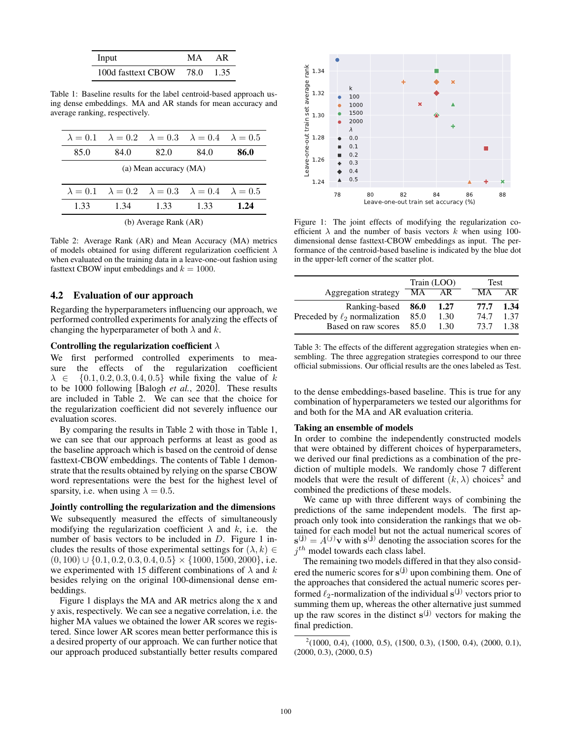| Input | MA | AR |
|---|---|---|
| 100d fasttext CBOW | 78.0 | 1.35 |

Table 1: Baseline results for the label centroid-based approach using dense embeddings. MA and AR stands for mean accuracy and average ranking, respectively.

| $\lambda = 0.1$ | $\lambda = 0.2$ | $\lambda = 0.3$ | $\lambda = 0.4$ | $\lambda = 0.5$ |
|---|---|---|---|---|
| 85.0 | 84.0 | 82.0 | 84.0 | **86.0** |

(a) Mean accuracy (MA)

| $\lambda = 0.1$ | $\lambda = 0.2$ | $\lambda = 0.3$ | $\lambda = 0.4$ | $\lambda = 0.5$ |
|---|---|---|---|---|
| 1.33 | 1.34 | 1.33 | 1.33 | **1.24** |

(b) Average Rank (AR)

Table 2: Average Rank (AR) and Mean Accuracy (MA) metrics of models obtained for using different regularization coefficient $\lambda$ when evaluated on the training data in a leave-one-out fashion using fasttext CBOW input embeddings and $k = 1000$.

## 4.2 Evaluation of our approach

Regarding the hyperparameters influencing our approach, we performed controlled experiments for analyzing the effects of changing the hyperparameter of both $\lambda$ and $k$.

### Controlling the regularization coefficient $\lambda$

We first performed controlled experiments to measure the effects of the regularization coefficient $\lambda \in \{0.1, 0.2, 0.3, 0.4, 0.5\}$ while fixing the value of $k$ to be 1000 following [Balogh *et al.*, 2020]. These results are included in Table 2. We can see that the choice for the regularization coefficient did not severely influence our evaluation scores.

By comparing the results in Table 2 with those in Table 1, we can see that our approach performs at least as good as the baseline approach which is based on the centroid of dense fasttext-CBOW embeddings. The contents of Table 1 demonstrate that the results obtained by relying on the sparse CBOW word representations were the best for the highest level of sparsity, i.e. when using $\lambda = 0.5$.

### Jointly controlling the regularization and the dimensions

We subsequently measured the effects of simultaneously modifying the regularization coefficient $\lambda$ and $k$, i.e. the number of basis vectors to be included in $D$. Figure 1 includes the results of those experimental settings for $(\lambda, k) \in (0, 100) \cup \{0.1, 0.2, 0.3, 0.4, 0.5\} \times \{1000, 1500, 2000\}$, i.e. we experimented with 15 different combinations of $\lambda$ and $k$ besides relying on the original 100-dimensional dense embeddings.

Figure 1 displays the MA and AR metrics along the x and y axis, respectively. We can see a negative correlation, i.e. the higher MA values we obtained the lower AR scores we registered. Since lower AR scores mean better performance this is a desired property of our approach. We can further notice that our approach produced substantially better results compared to the dense embeddings-based baseline. This is true for any combination of hyperparameters we tested our algorithms for and both for the MA and AR evaluation criteria.

Figure 1: The joint effects of modifying the regularization coefficient $\lambda$ and the number of basis vectors $k$ when using 100-dimensional dense fasttext-CBOW embeddings as input. The performance of the centroid-based baseline is indicated by the blue dot in the upper-left corner of the scatter plot.

| Aggregation strategy | Train (LOO) MA | Train (LOO) AR | Test MA | Test AR |
|---|---|---|---|---|
| Ranking-based | **86.0** | **1.27** | **77.7** | **1.34** |
| Preceded by $\ell_2$ normalization | 85.0 | 1.30 | 74.7 | 1.37 |
| Based on raw scores | 85.0 | 1.30 | 73.7 | 1.38 |

Table 3: The effects of the different aggregation strategies when ensembling. The three aggregation strategies correspond to our three official submissions. Our official results are the ones labeled as Test.

### Taking an ensemble of models

In order to combine the independently constructed models that were obtained by different choices of hyperparameters, we derived our final predictions as a combination of the prediction of multiple models. We randomly chose 7 different models that were the result of different $(k, \lambda)$ choices[2] and combined the predictions of these models.

We came up with three different ways of combining the predictions of the same independent models. The first approach only took into consideration the rankings that we obtained for each model but not the actual numerical scores of $\mathbf{s}^{(j)} = A^{(j)}\mathbf{v}$ with $\mathbf{s}^{(j)}$ denoting the association scores for the $j^{th}$ model towards each class label.

The remaining two models differed in that they also considered the numeric scores for $\mathbf{s}^{(j)}$ upon combining them. One of the approaches that considered the actual numeric scores performed $\ell_2$-normalization of the individual $\mathbf{s}^{(j)}$ vectors prior to summing them up, whereas the other alternative just summed up the raw scores in the distinct $\mathbf{s}^{(j)}$ vectors for making the final prediction.

[2] (1000, 0.4), (1000, 0.5), (1500, 0.3), (1500, 0.4), (2000, 0.1), (2000, 0.3), (2000, 0.5)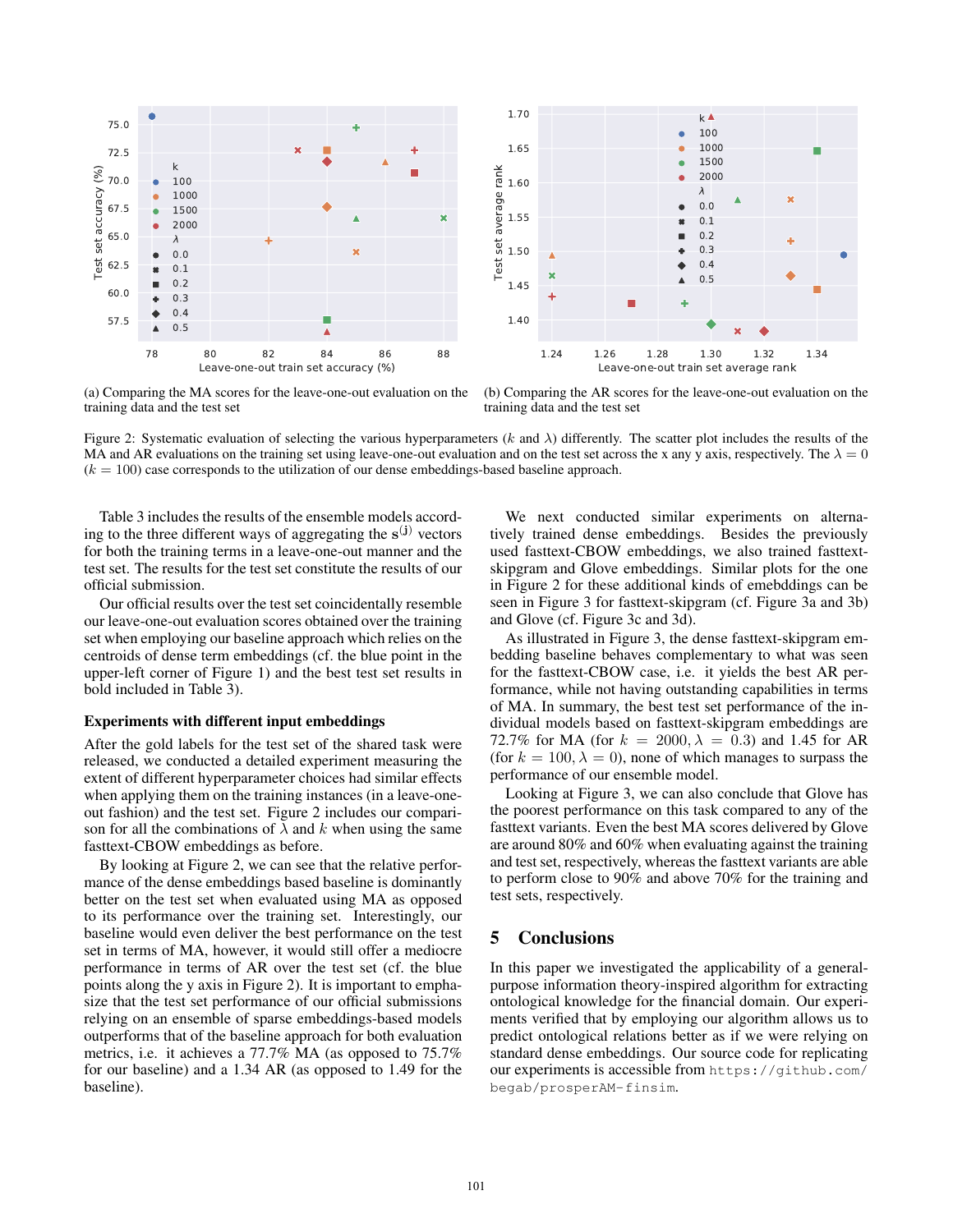(a) Comparing the MA scores for the leave-one-out evaluation on the training data and the test set

(b) Comparing the AR scores for the leave-one-out evaluation on the training data and the test set

Figure 2: Systematic evaluation of selecting the various hyperparameters ($k$ and $\lambda$) differently. The scatter plot includes the results of the MA and AR evaluations on the training set using leave-one-out evaluation and on the test set across the x any y axis, respectively. The $\lambda = 0$ ($k = 100$) case corresponds to the utilization of our dense embeddings-based baseline approach.

Table 3 includes the results of the ensemble models according to the three different ways of aggregating the $s^{(j)}$ vectors for both the training terms in a leave-one-out manner and the test set. The results for the test set constitute the results of our official submission.

Our official results over the test set coincidentally resemble our leave-one-out evaluation scores obtained over the training set when employing our baseline approach which relies on the centroids of dense term embeddings (cf. the blue point in the upper-left corner of Figure 1) and the best test set results in bold included in Table 3).

**Experiments with different input embeddings**

After the gold labels for the test set of the shared task were released, we conducted a detailed experiment measuring the extent of different hyperparameter choices had similar effects when applying them on the training instances (in a leave-one-out fashion) and the test set. Figure 2 includes our comparison for all the combinations of $\lambda$ and $k$ when using the same fasttext-CBOW embeddings as before.

By looking at Figure 2, we can see that the relative performance of the dense embeddings based baseline is dominantly better on the test set when evaluated using MA as opposed to its performance over the training set. Interestingly, our baseline would even deliver the best performance on the test set in terms of MA, however, it would still offer a mediocre performance in terms of AR over the test set (cf. the blue points along the y axis in Figure 2). It is important to emphasize that the test set performance of our official submissions relying on an ensemble of sparse embeddings-based models outperforms that of the baseline approach for both evaluation metrics, i.e. it achieves a 77.7% MA (as opposed to 75.7% for our baseline) and a 1.34 AR (as opposed to 1.49 for the baseline).

We next conducted similar experiments on alternatively trained dense embeddings. Besides the previously used fasttext-CBOW embeddings, we also trained fasttext-skipgram and Glove embeddings. Similar plots for the one in Figure 2 for these additional kinds of emebddings can be seen in Figure 3 for fasttext-skipgram (cf. Figure 3a and 3b) and Glove (cf. Figure 3c and 3d).

As illustrated in Figure 3, the dense fasttext-skipgram embedding baseline behaves complementary to what was seen for the fasttext-CBOW case, i.e. it yields the best AR performance, while not having outstanding capabilities in terms of MA. In summary, the best test set performance of the individual models based on fasttext-skipgram embeddings are 72.7% for MA (for $k = 2000, \lambda = 0.3$) and 1.45 for AR (for $k = 100, \lambda = 0$), none of which manages to surpass the performance of our ensemble model.

Looking at Figure 3, we can also conclude that Glove has the poorest performance on this task compared to any of the fasttext variants. Even the best MA scores delivered by Glove are around 80% and 60% when evaluating against the training and test set, respectively, whereas the fasttext variants are able to perform close to 90% and above 70% for the training and test sets, respectively.

## 5 Conclusions

In this paper we investigated the applicability of a general-purpose information theory-inspired algorithm for extracting ontological knowledge for the financial domain. Our experiments verified that by employing our algorithm allows us to predict ontological relations better as if we were relying on standard dense embeddings. Our source code for replicating our experiments is accessible from `https://github.com/begab/prosperAM-finsim`.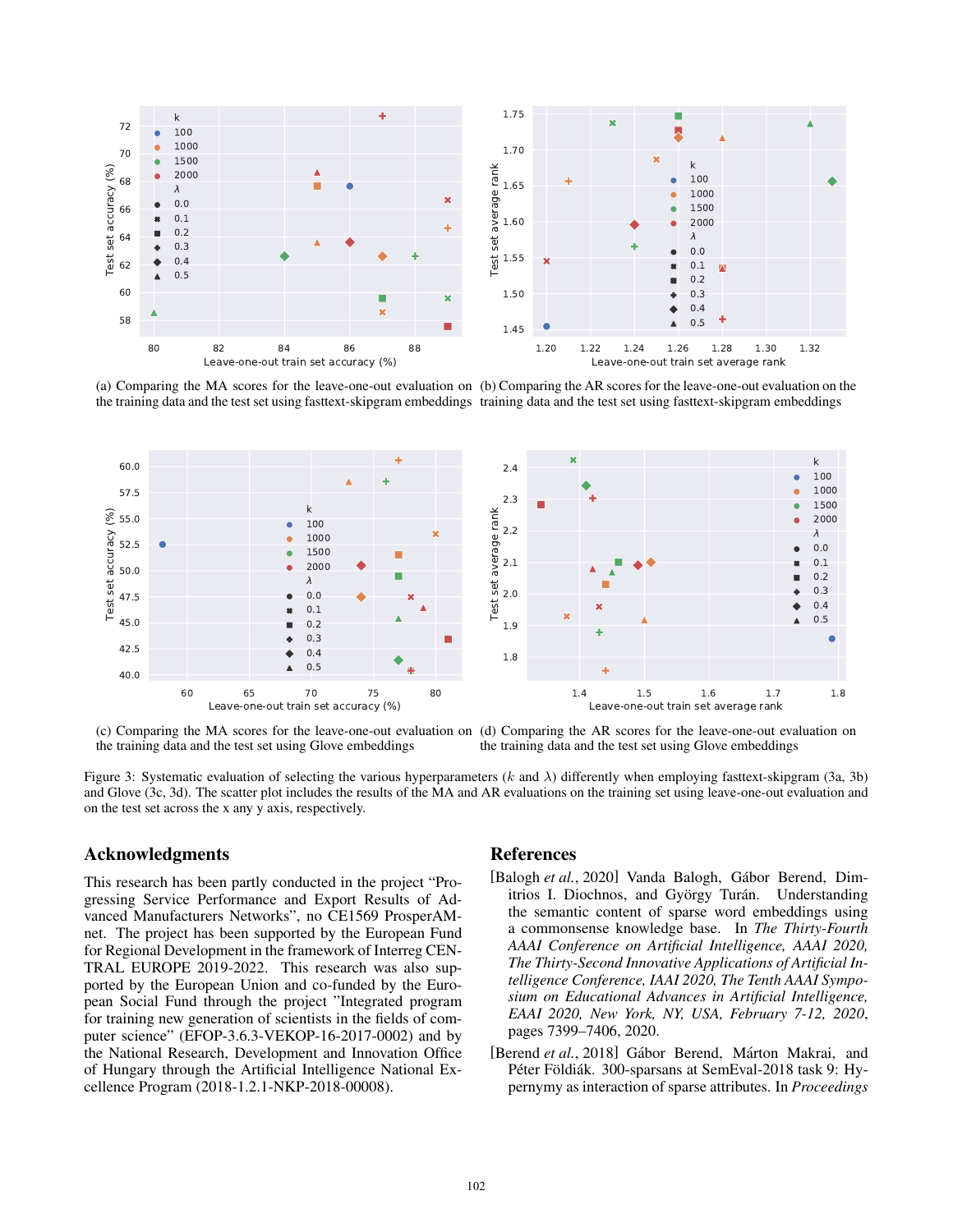(a) Comparing the MA scores for the leave-one-out evaluation on the training data and the test set using fasttext-skipgram embeddings

(b) Comparing the AR scores for the leave-one-out evaluation on the training data and the test set using fasttext-skipgram embeddings

(c) Comparing the MA scores for the leave-one-out evaluation on the training data and the test set using Glove embeddings

(d) Comparing the AR scores for the leave-one-out evaluation on the training data and the test set using Glove embeddings

Figure 3: Systematic evaluation of selecting the various hyperparameters ($k$ and $\lambda$) differently when employing fasttext-skipgram (3a, 3b) and Glove (3c, 3d). The scatter plot includes the results of the MA and AR evaluations on the training set using leave-one-out evaluation and on the test set across the x any y axis, respectively.

## Acknowledgments

This research has been partly conducted in the project "Progressing Service Performance and Export Results of Advanced Manufacturers Networks", no CE1569 ProsperAMnet. The project has been supported by the European Fund for Regional Development in the framework of Interreg CENTRAL EUROPE 2019-2022. This research was also supported by the European Union and co-funded by the European Social Fund through the project "Integrated program for training new generation of scientists in the fields of computer science" (EFOP-3.6.3-VEKOP-16-2017-0002) and by the National Research, Development and Innovation Office of Hungary through the Artificial Intelligence National Excellence Program (2018-1.2.1-NKP-2018-00008).

## References

[Balogh *et al.*, 2020] Vanda Balogh, Gábor Berend, Dimitrios I. Diochnos, and György Turán. Understanding the semantic content of sparse word embeddings using a commonsense knowledge base. In *The Thirty-Fourth AAAI Conference on Artificial Intelligence, AAAI 2020, The Thirty-Second Innovative Applications of Artificial Intelligence Conference, IAAI 2020, The Tenth AAAI Symposium on Educational Advances in Artificial Intelligence, EAAI 2020, New York, NY, USA, February 7-12, 2020*, pages 7399–7406, 2020.

[Berend *et al.*, 2018] Gábor Berend, Márton Makrai, and Péter Földiák. 300-sparsans at SemEval-2018 task 9: Hypernymy as interaction of sparse attributes. In *Proceedings*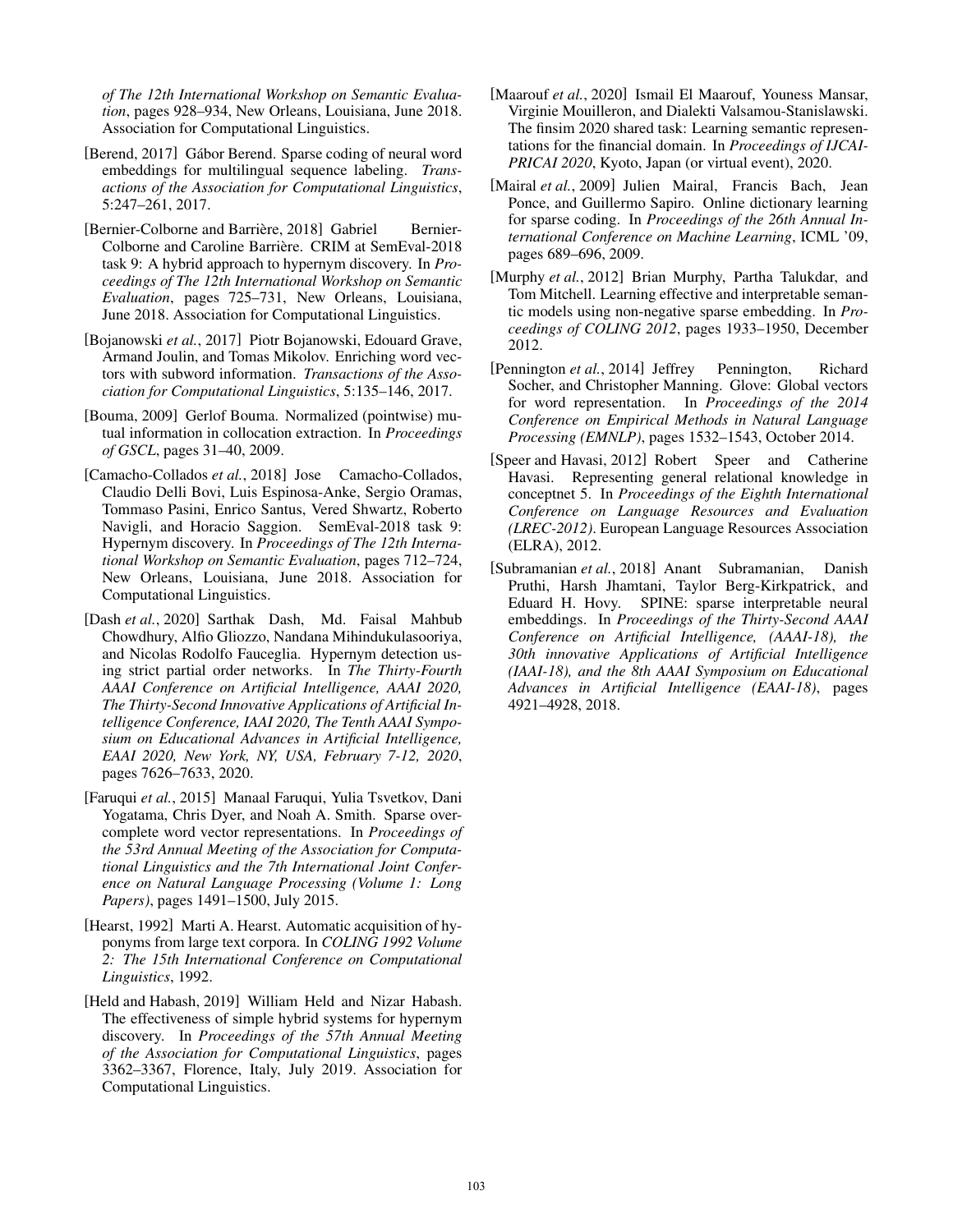*of The 12th International Workshop on Semantic Evaluation*, pages 928–934, New Orleans, Louisiana, June 2018. Association for Computational Linguistics.

[Berend, 2017] Gábor Berend. Sparse coding of neural word embeddings for multilingual sequence labeling. *Transactions of the Association for Computational Linguistics*, 5:247–261, 2017.

[Bernier-Colborne and Barrière, 2018] Gabriel Bernier-Colborne and Caroline Barrière. CRIM at SemEval-2018 task 9: A hybrid approach to hypernym discovery. In *Proceedings of The 12th International Workshop on Semantic Evaluation*, pages 725–731, New Orleans, Louisiana, June 2018. Association for Computational Linguistics.

[Bojanowski *et al.*, 2017] Piotr Bojanowski, Edouard Grave, Armand Joulin, and Tomas Mikolov. Enriching word vectors with subword information. *Transactions of the Association for Computational Linguistics*, 5:135–146, 2017.

[Bouma, 2009] Gerlof Bouma. Normalized (pointwise) mutual information in collocation extraction. In *Proceedings of GSCL*, pages 31–40, 2009.

[Camacho-Collados *et al.*, 2018] Jose Camacho-Collados, Claudio Delli Bovi, Luis Espinosa-Anke, Sergio Oramas, Tommaso Pasini, Enrico Santus, Vered Shwartz, Roberto Navigli, and Horacio Saggion. SemEval-2018 task 9: Hypernym discovery. In *Proceedings of The 12th International Workshop on Semantic Evaluation*, pages 712–724, New Orleans, Louisiana, June 2018. Association for Computational Linguistics.

[Dash *et al.*, 2020] Sarthak Dash, Md. Faisal Mahbub Chowdhury, Alfio Gliozzo, Nandana Mihindukulasooriya, and Nicolas Rodolfo Fauceglia. Hypernym detection using strict partial order networks. In *The Thirty-Fourth AAAI Conference on Artificial Intelligence, AAAI 2020, The Thirty-Second Innovative Applications of Artificial Intelligence Conference, IAAI 2020, The Tenth AAAI Symposium on Educational Advances in Artificial Intelligence, EAAI 2020, New York, NY, USA, February 7-12, 2020*, pages 7626–7633, 2020.

[Faruqui *et al.*, 2015] Manaal Faruqui, Yulia Tsvetkov, Dani Yogatama, Chris Dyer, and Noah A. Smith. Sparse overcomplete word vector representations. In *Proceedings of the 53rd Annual Meeting of the Association for Computational Linguistics and the 7th International Joint Conference on Natural Language Processing (Volume 1: Long Papers)*, pages 1491–1500, July 2015.

[Hearst, 1992] Marti A. Hearst. Automatic acquisition of hyponyms from large text corpora. In *COLING 1992 Volume 2: The 15th International Conference on Computational Linguistics*, 1992.

[Held and Habash, 2019] William Held and Nizar Habash. The effectiveness of simple hybrid systems for hypernym discovery. In *Proceedings of the 57th Annual Meeting of the Association for Computational Linguistics*, pages 3362–3367, Florence, Italy, July 2019. Association for Computational Linguistics.

[Maarouf *et al.*, 2020] Ismail El Maarouf, Youness Mansar, Virginie Mouilleron, and Dialekti Valsamou-Stanislawski. The finsim 2020 shared task: Learning semantic representations for the financial domain. In *Proceedings of IJCAI-PRICAI 2020*, Kyoto, Japan (or virtual event), 2020.

[Mairal *et al.*, 2009] Julien Mairal, Francis Bach, Jean Ponce, and Guillermo Sapiro. Online dictionary learning for sparse coding. In *Proceedings of the 26th Annual International Conference on Machine Learning*, ICML '09, pages 689–696, 2009.

[Murphy *et al.*, 2012] Brian Murphy, Partha Talukdar, and Tom Mitchell. Learning effective and interpretable semantic models using non-negative sparse embedding. In *Proceedings of COLING 2012*, pages 1933–1950, December 2012.

[Pennington *et al.*, 2014] Jeffrey Pennington, Richard Socher, and Christopher Manning. Glove: Global vectors for word representation. In *Proceedings of the 2014 Conference on Empirical Methods in Natural Language Processing (EMNLP)*, pages 1532–1543, October 2014.

[Speer and Havasi, 2012] Robert Speer and Catherine Havasi. Representing general relational knowledge in conceptnet 5. In *Proceedings of the Eighth International Conference on Language Resources and Evaluation (LREC-2012)*. European Language Resources Association (ELRA), 2012.

[Subramanian *et al.*, 2018] Anant Subramanian, Danish Pruthi, Harsh Jhamtani, Taylor Berg-Kirkpatrick, and Eduard H. Hovy. SPINE: sparse interpretable neural embeddings. In *Proceedings of the Thirty-Second AAAI Conference on Artificial Intelligence, (AAAI-18), the 30th innovative Applications of Artificial Intelligence (IAAI-18), and the 8th AAAI Symposium on Educational Advances in Artificial Intelligence (EAAI-18)*, pages 4921–4928, 2018.